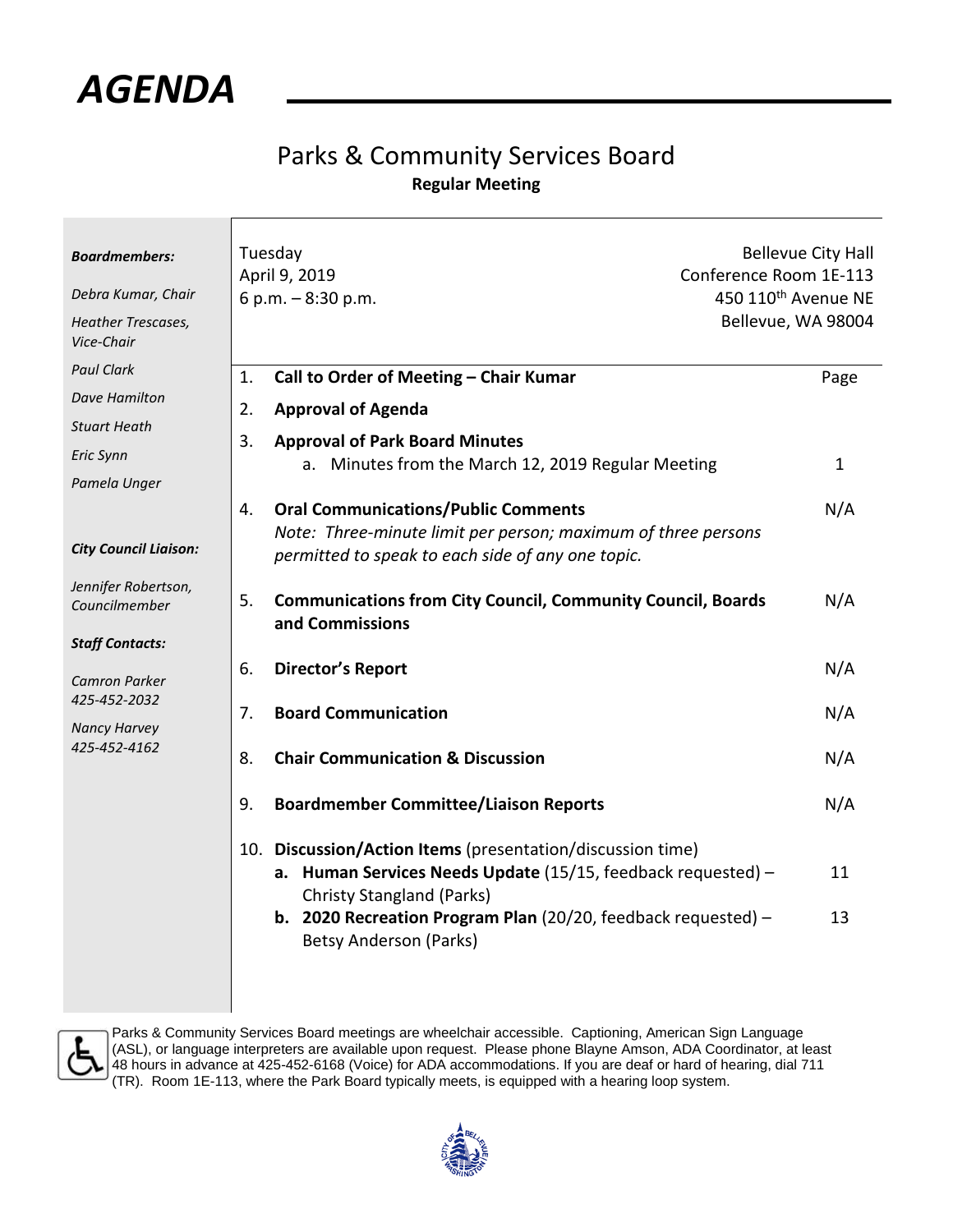# AGENDA

## Parks & Community Services Board

**Regular Meeting**

***Boardmembers:***

*Debra Kumar, Chair*

*Heather Trescases, Vice-Chair*

*Paul Clark*

*Dave Hamilton*

*Stuart Heath*

*Eric Synn*

*Pamela Unger*

***City Council Liaison:***

*Jennifer Robertson, Councilmember*

***Staff Contacts:***

*Camron Parker*
*425-452-2032*

*Nancy Harvey*
*425-452-4162*

Tuesday
April 9, 2019
6 p.m. – 8:30 p.m.

Bellevue City Hall
Conference Room 1E-113
450 110th Avenue NE
Bellevue, WA 98004

| | | Page |
|---|---|---|
| 1. | **Call to Order of Meeting – Chair Kumar** | |
| 2. | **Approval of Agenda** | |
| 3. | **Approval of Park Board Minutes** | |
| | a. Minutes from the March 12, 2019 Regular Meeting | 1 |
| 4. | **Oral Communications/Public Comments** *Note: Three-minute limit per person; maximum of three persons permitted to speak to each side of any one topic.* | N/A |
| 5. | **Communications from City Council, Community Council, Boards and Commissions** | N/A |
| 6. | **Director's Report** | N/A |
| 7. | **Board Communication** | N/A |
| 8. | **Chair Communication & Discussion** | N/A |
| 9. | **Boardmember Committee/Liaison Reports** | N/A |
| 10. | **Discussion/Action Items** (presentation/discussion time) | |
| | **a. Human Services Needs Update** (15/15, feedback requested) – Christy Stangland (Parks) | 11 |
| | **b. 2020 Recreation Program Plan** (20/20, feedback requested) – Betsy Anderson (Parks) | 13 |

Parks & Community Services Board meetings are wheelchair accessible. Captioning, American Sign Language (ASL), or language interpreters are available upon request. Please phone Blayne Amson, ADA Coordinator, at least 48 hours in advance at 425-452-6168 (Voice) for ADA accommodations. If you are deaf or hard of hearing, dial 711 (TR). Room 1E-113, where the Park Board typically meets, is equipped with a hearing loop system.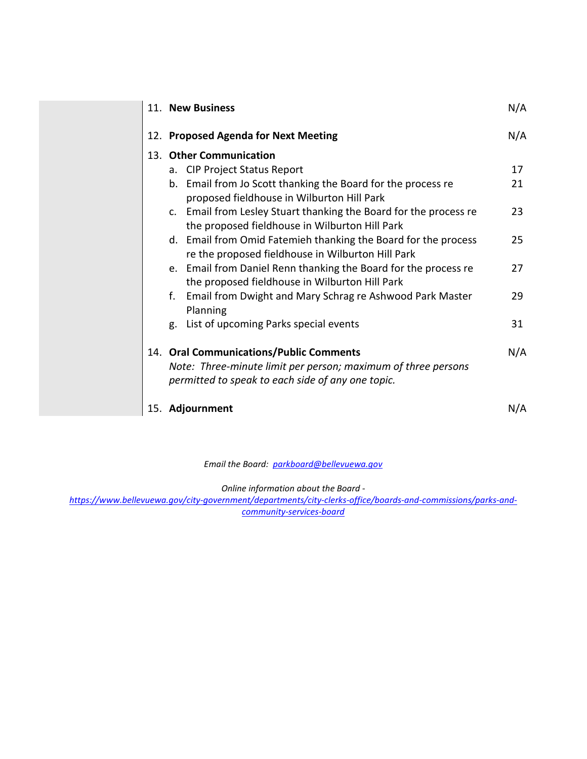| | | |
|---|---|---|
| 11. | **New Business** | N/A |
| 12. | **Proposed Agenda for Next Meeting** | N/A |
| 13. | **Other Communication** | |
| | a. CIP Project Status Report | 17 |
| | b. Email from Jo Scott thanking the Board for the process re proposed fieldhouse in Wilburton Hill Park | 21 |
| | c. Email from Lesley Stuart thanking the Board for the process re the proposed fieldhouse in Wilburton Hill Park | 23 |
| | d. Email from Omid Fatemieh thanking the Board for the process re the proposed fieldhouse in Wilburton Hill Park | 25 |
| | e. Email from Daniel Renn thanking the Board for the process re the proposed fieldhouse in Wilburton Hill Park | 27 |
| | f. Email from Dwight and Mary Schrag re Ashwood Park Master Planning | 29 |
| | g. List of upcoming Parks special events | 31 |
| 14. | **Oral Communications/Public Comments** *Note: Three-minute limit per person; maximum of three persons permitted to speak to each side of any one topic.* | N/A |
| 15. | **Adjournment** | N/A |

*Email the Board: parkboard@bellevuewa.gov*

*Online information about the Board - https://www.bellevuewa.gov/city-government/departments/city-clerks-office/boards-and-commissions/parks-and-community-services-board*